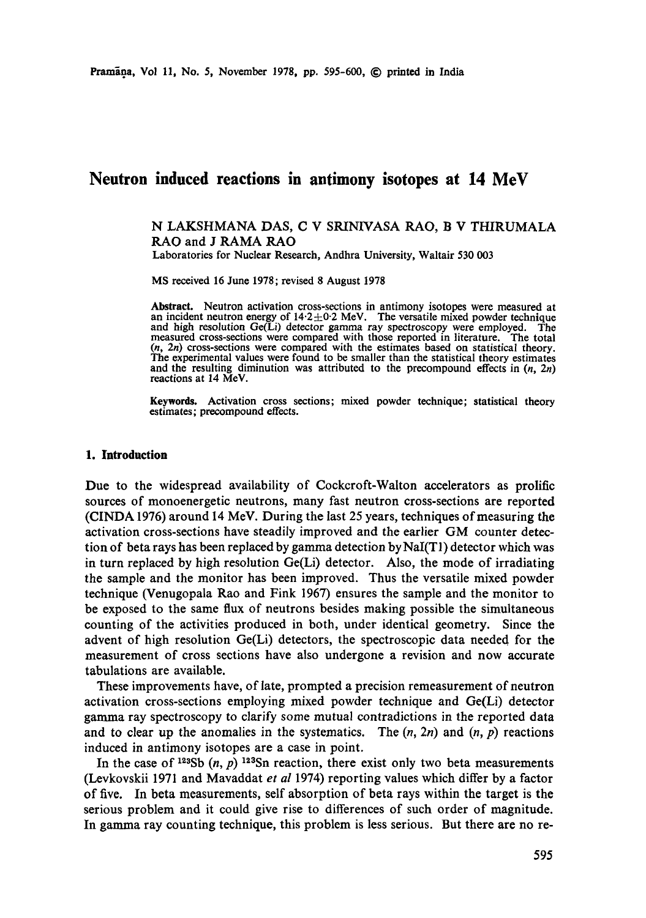# Neutron induced reactions in antimony isotopes at 14 MeV

N LAKSHMANA DAS, C V SRINIVASA RAO, B V THIRUMALA RAO and J RAMA RAO

Laboratories for Nuclear Research, Andhra University, Waltair 530 003

MS received 16 June 1978; revised 8 August 1978

**Abstract.** Neutron activation cross-sections in antimony isotopes were measured at an incident neutron energy of $14 \cdot 2 \pm 0 \cdot 2$ MeV. The versatile mixed powder technique and high resolution Ge(Li) detector gamma ray spectroscopy were employed. The measured cross-sections were compared with those reported in literature. The total ($n$, $2n$) cross-sections were compared with the estimates based on statistical theory. The experimental values were found to be smaller than the statistical theory estimates and the resulting diminution was attributed to the precompound effects in ($n$, $2n$) reactions at 14 MeV.

**Keywords.** Activation cross sections; mixed powder technique; statistical theory estimates; precompound effects.

## 1. Introduction

Due to the widespread availability of Cockcroft-Walton accelerators as prolific sources of monoenergetic neutrons, many fast neutron cross-sections are reported (CINDA 1976) around 14 MeV. During the last 25 years, techniques of measuring the activation cross-sections have steadily improved and the earlier GM counter detection of beta rays has been replaced by gamma detection by NaI(Tl) detector which was in turn replaced by high resolution Ge(Li) detector. Also, the mode of irradiating the sample and the monitor has been improved. Thus the versatile mixed powder technique (Venugopala Rao and Fink 1967) ensures the sample and the monitor to be exposed to the same flux of neutrons besides making possible the simultaneous counting of the activities produced in both, under identical geometry. Since the advent of high resolution Ge(Li) detectors, the spectroscopic data needed for the measurement of cross sections have also undergone a revision and now accurate tabulations are available.

These improvements have, of late, prompted a precision remeasurement of neutron activation cross-sections employing mixed powder technique and Ge(Li) detector gamma ray spectroscopy to clarify some mutual contradictions in the reported data and to clear up the anomalies in the systematics. The ($n$, $2n$) and ($n$, $p$) reactions induced in antimony isotopes are a case in point.

In the case of $^{123}$Sb ($n$, $p$) $^{123}$Sn reaction, there exist only two beta measurements (Levkovskii 1971 and Mavaddat *et al* 1974) reporting values which differ by a factor of five. In beta measurements, self absorption of beta rays within the target is the serious problem and it could give rise to differences of such order of magnitude. In gamma ray counting technique, this problem is less serious. But there are no re-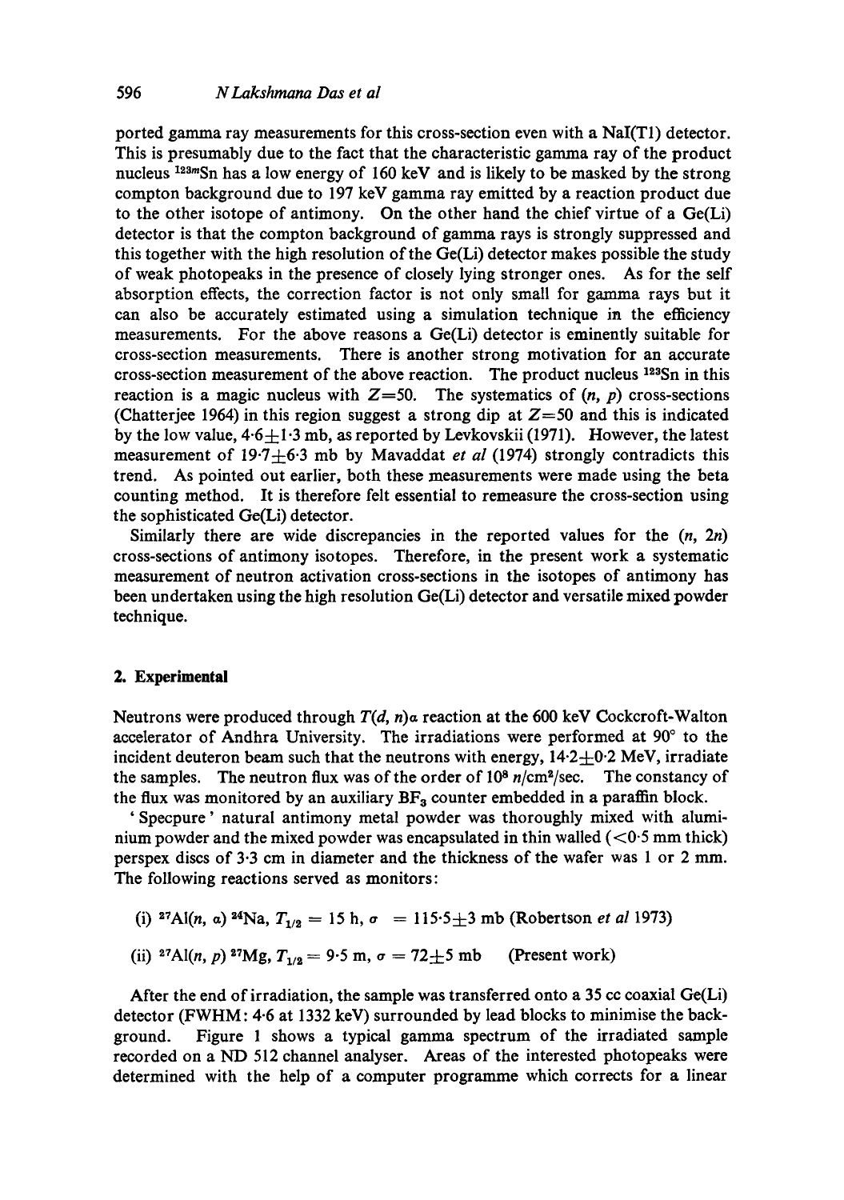ported gamma ray measurements for this cross-section even with a NaI(Tl) detector. This is presumably due to the fact that the characteristic gamma ray of the product nucleus $^{123m}$Sn has a low energy of 160 keV and is likely to be masked by the strong compton background due to 197 keV gamma ray emitted by a reaction product due to the other isotope of antimony. On the other hand the chief virtue of a Ge(Li) detector is that the compton background of gamma rays is strongly suppressed and this together with the high resolution of the Ge(Li) detector makes possible the study of weak photopeaks in the presence of closely lying stronger ones. As for the self absorption effects, the correction factor is not only small for gamma rays but it can also be accurately estimated using a simulation technique in the efficiency measurements. For the above reasons a Ge(Li) detector is eminently suitable for cross-section measurements. There is another strong motivation for an accurate cross-section measurement of the above reaction. The product nucleus $^{123}$Sn in this reaction is a magic nucleus with $Z=50$. The systematics of $(n, p)$ cross-sections (Chatterjee 1964) in this region suggest a strong dip at $Z=50$ and this is indicated by the low value, $4\cdot6\pm1\cdot3$ mb, as reported by Levkovskii (1971). However, the latest measurement of $19\cdot7\pm6\cdot3$ mb by Mavaddat *et al* (1974) strongly contradicts this trend. As pointed out earlier, both these measurements were made using the beta counting method. It is therefore felt essential to remeasure the cross-section using the sophisticated Ge(Li) detector.

Similarly there are wide discrepancies in the reported values for the $(n, 2n)$ cross-sections of antimony isotopes. Therefore, in the present work a systematic measurement of neutron activation cross-sections in the isotopes of antimony has been undertaken using the high resolution Ge(Li) detector and versatile mixed powder technique.

## 2. Experimental

Neutrons were produced through $T(d, n)\alpha$ reaction at the 600 keV Cockcroft-Walton accelerator of Andhra University. The irradiations were performed at 90° to the incident deuteron beam such that the neutrons with energy, $14\cdot2\pm0\cdot2$ MeV, irradiate the samples. The neutron flux was of the order of $10^8$ $n$/cm$^2$/sec. The constancy of the flux was monitored by an auxiliary $BF_3$ counter embedded in a paraffin block.

'Specpure' natural antimony metal powder was thoroughly mixed with aluminium powder and the mixed powder was encapsulated in thin walled ($<0\cdot5$ mm thick) perspex discs of 3·3 cm in diameter and the thickness of the wafer was 1 or 2 mm. The following reactions served as monitors:

(i) $^{27}$Al$(n, \alpha)$ $^{24}$Na, $T_{1/2} = 15$ h, $\sigma = 115\cdot5\pm3$ mb (Robertson *et al* 1973)

(ii) $^{27}$Al$(n, p)$ $^{27}$Mg, $T_{1/2} = 9\cdot5$ m, $\sigma = 72\pm5$ mb (Present work)

After the end of irradiation, the sample was transferred onto a 35 cc coaxial Ge(Li) detector (FWHM: 4·6 at 1332 keV) surrounded by lead blocks to minimise the background. Figure 1 shows a typical gamma spectrum of the irradiated sample recorded on a ND 512 channel analyser. Areas of the interested photopeaks were determined with the help of a computer programme which corrects for a linear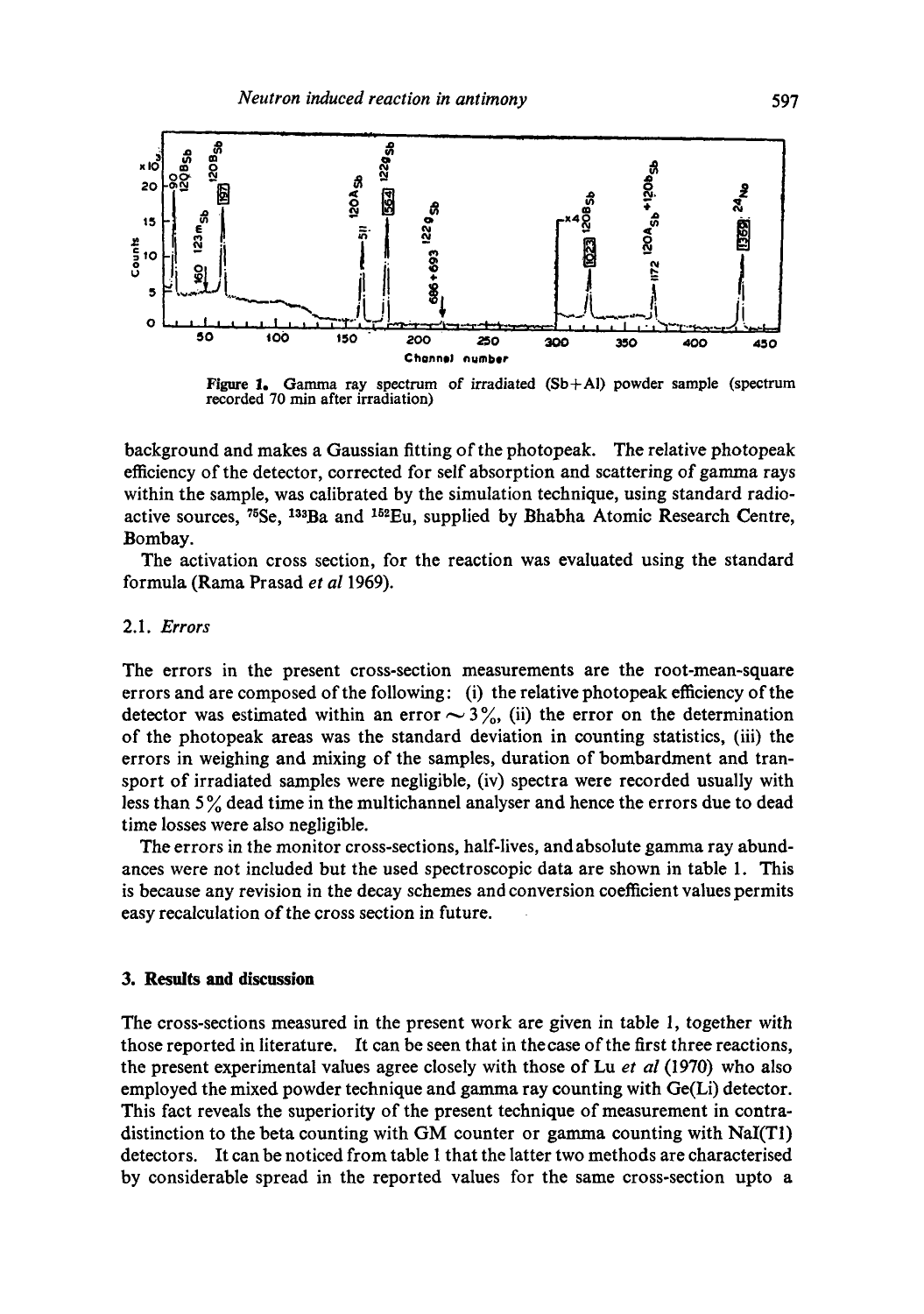Figure 1. Gamma ray spectrum of irradiated (Sb+Al) powder sample (spectrum recorded 70 min after irradiation)

background and makes a Gaussian fitting of the photopeak. The relative photopeak efficiency of the detector, corrected for self absorption and scattering of gamma rays within the sample, was calibrated by the simulation technique, using standard radioactive sources, $^{75}Se$, $^{133}Ba$ and $^{152}Eu$, supplied by Bhabha Atomic Research Centre, Bombay.

The activation cross section, for the reaction was evaluated using the standard formula (Rama Prasad *et al* 1969).

### 2.1. *Errors*

The errors in the present cross-section measurements are the root-mean-square errors and are composed of the following: (i) the relative photopeak efficiency of the detector was estimated within an error $\sim 3\%$, (ii) the error on the determination of the photopeak areas was the standard deviation in counting statistics, (iii) the errors in weighing and mixing of the samples, duration of bombardment and transport of irradiated samples were negligible, (iv) spectra were recorded usually with less than 5% dead time in the multichannel analyser and hence the errors due to dead time losses were also negligible.

The errors in the monitor cross-sections, half-lives, and absolute gamma ray abundances were not included but the used spectroscopic data are shown in table 1. This is because any revision in the decay schemes and conversion coefficient values permits easy recalculation of the cross section in future.

## 3. Results and discussion

The cross-sections measured in the present work are given in table 1, together with those reported in literature. It can be seen that in the case of the first three reactions, the present experimental values agree closely with those of Lu *et al* (1970) who also employed the mixed powder technique and gamma ray counting with Ge(Li) detector. This fact reveals the superiority of the present technique of measurement in contradistinction to the beta counting with GM counter or gamma counting with NaI(Tl) detectors. It can be noticed from table 1 that the latter two methods are characterised by considerable spread in the reported values for the same cross-section upto a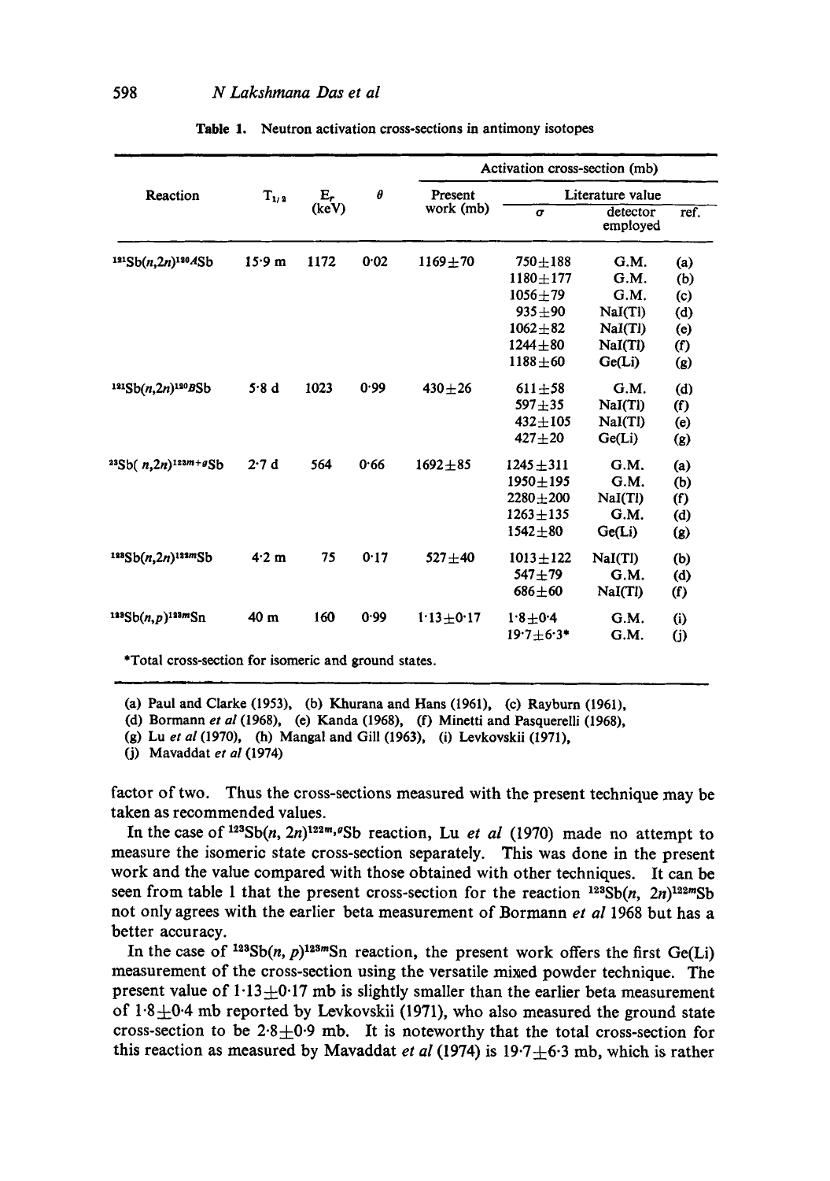**Table 1.** Neutron activation cross-sections in antimony isotopes

| Reaction | $T_{1/2}$ | $E_r$ (keV) | $\theta$ | Activation cross-section (mb) | | | |
|---|---|---|---|---|---|---|---|
| | | | | Present work (mb) | Literature value | | |
| | | | | | $\sigma$ | detector employed | ref. |
| $^{121}Sb(n,2n)^{120A}Sb$ | 15·9 m | 1172 | 0·02 | 1169±70 | 750±188 | G.M. | (a) |
| | | | | | 1180±177 | G.M. | (b) |
| | | | | | 1056±79 | G.M. | (c) |
| | | | | | 935±90 | NaI(Tl) | (d) |
| | | | | | 1062±82 | NaI(Tl) | (e) |
| | | | | | 1244±80 | NaI(Tl) | (f) |
| | | | | | 1188±60 | Ge(Li) | (g) |
| $^{121}Sb(n,2n)^{120B}Sb$ | 5·8 d | 1023 | 0·99 | 430±26 | 611±58 | G.M. | (d) |
| | | | | | 597±35 | NaI(Tl) | (f) |
| | | | | | 432±105 | NaI(Tl) | (e) |
| | | | | | 427±20 | Ge(Li) | (g) |
| $^{123}Sb(n,2n)^{122m+g}Sb$ | 2·7 d | 564 | 0·66 | 1692±85 | 1245±311 | G.M. | (a) |
| | | | | | 1950±195 | G.M. | (b) |
| | | | | | 2280±200 | NaI(Tl) | (f) |
| | | | | | 1263±135 | G.M. | (d) |
| | | | | | 1542±80 | Ge(Li) | (g) |
| $^{123}Sb(n,2n)^{122m}Sb$ | 4·2 m | 75 | 0·17 | 527±40 | 1013±122 | NaI(Tl) | (b) |
| | | | | | 547±79 | G.M. | (d) |
| | | | | | 686±60 | NaI(Tl) | (f) |
| $^{123}Sb(n,p)^{123m}Sn$ | 40 m | 160 | 0·99 | 1·13±0·17 | 1·8±0·4 | G.M. | (i) |
| | | | | | 19·7±6·3* | G.M. | (j) |

*Total cross-section for isomeric and ground states.

(a) Paul and Clarke (1953), (b) Khurana and Hans (1961), (c) Rayburn (1961),
(d) Bormann *et al* (1968), (e) Kanda (1968), (f) Minetti and Pasquerelli (1968),
(g) Lu *et al* (1970), (h) Mangal and Gill (1963), (i) Levkovskii (1971),
(j) Mavaddat *et al* (1974)

factor of two. Thus the cross-sections measured with the present technique may be taken as recommended values.

In the case of $^{123}Sb(n, 2n)^{122m,g}Sb$ reaction, Lu *et al* (1970) made no attempt to measure the isomeric state cross-section separately. This was done in the present work and the value compared with those obtained with other techniques. It can be seen from table 1 that the present cross-section for the reaction $^{123}Sb(n, 2n)^{122m}Sb$ not only agrees with the earlier beta measurement of Bormann *et al* 1968 but has a better accuracy.

In the case of $^{123}Sb(n, p)^{123m}Sn$ reaction, the present work offers the first Ge(Li) measurement of the cross-section using the versatile mixed powder technique. The present value of 1·13±0·17 mb is slightly smaller than the earlier beta measurement of 1·8±0·4 mb reported by Levkovskii (1971), who also measured the ground state cross-section to be 2·8±0·9 mb. It is noteworthy that the total cross-section for this reaction as measured by Mavaddat *et al* (1974) is 19·7±6·3 mb, which is rather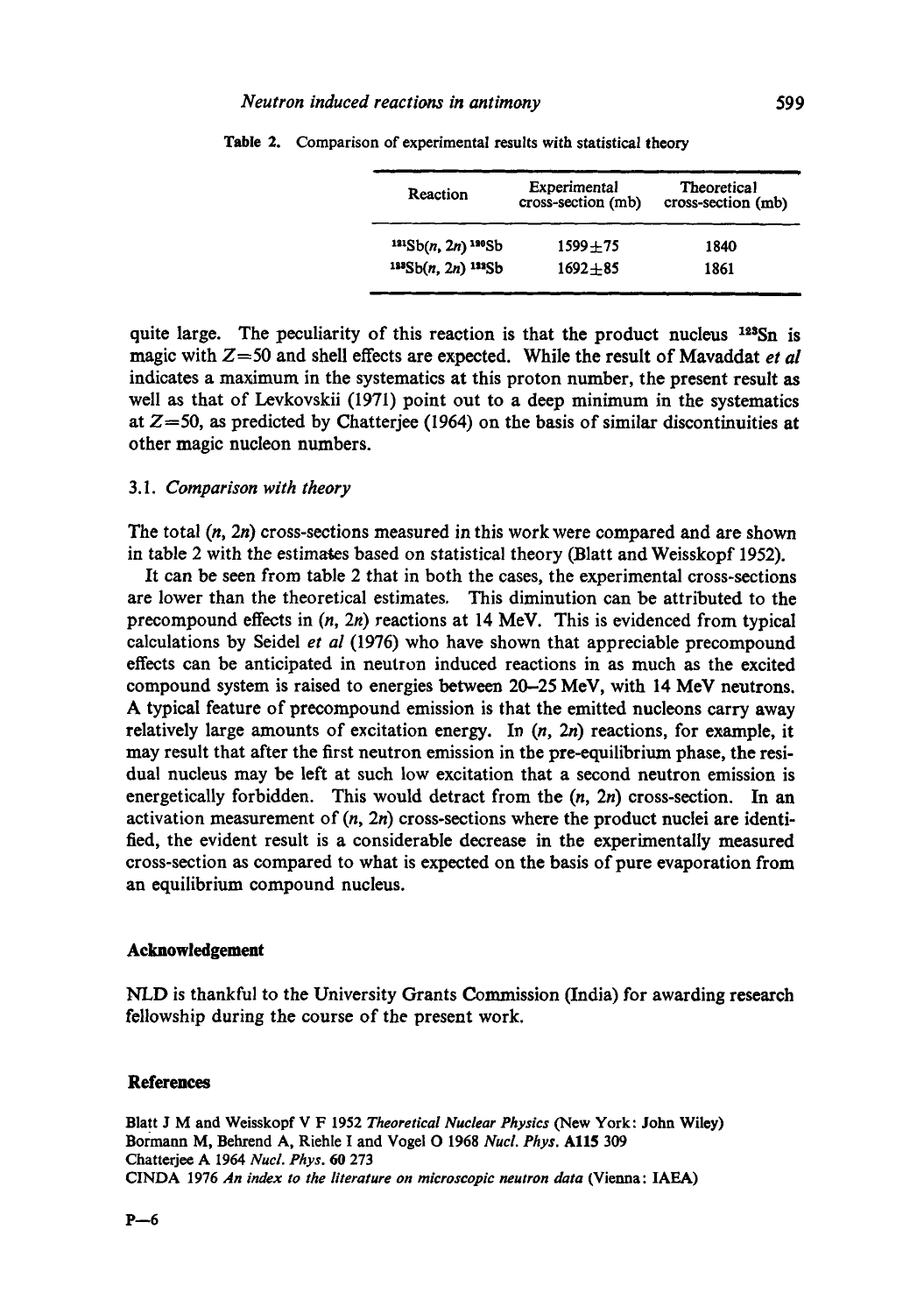Table 2. Comparison of experimental results with statistical theory

| Reaction | Experimental cross-section (mb) | Theoretical cross-section (mb) |
|---|---|---|
| $^{121}Sb(n, 2n)\,^{120}Sb$ | $1599 \pm 75$ | 1840 |
| $^{123}Sb(n, 2n)\,^{122}Sb$ | $1692 \pm 85$ | 1861 |

quite large. The peculiarity of this reaction is that the product nucleus $^{123}Sn$ is magic with $Z=50$ and shell effects are expected. While the result of Mavaddat *et al* indicates a maximum in the systematics at this proton number, the present result as well as that of Levkovskii (1971) point out to a deep minimum in the systematics at $Z=50$, as predicted by Chatterjee (1964) on the basis of similar discontinuities at other magic nucleon numbers.

### 3.1. *Comparison with theory*

The total $(n, 2n)$ cross-sections measured in this work were compared and are shown in table 2 with the estimates based on statistical theory (Blatt and Weisskopf 1952).

It can be seen from table 2 that in both the cases, the experimental cross-sections are lower than the theoretical estimates. This diminution can be attributed to the precompound effects in $(n, 2n)$ reactions at 14 MeV. This is evidenced from typical calculations by Seidel *et al* (1976) who have shown that appreciable precompound effects can be anticipated in neutron induced reactions in as much as the excited compound system is raised to energies between 20–25 MeV, with 14 MeV neutrons. A typical feature of precompound emission is that the emitted nucleons carry away relatively large amounts of excitation energy. In $(n, 2n)$ reactions, for example, it may result that after the first neutron emission in the pre-equilibrium phase, the residual nucleus may be left at such low excitation that a second neutron emission is energetically forbidden. This would detract from the $(n, 2n)$ cross-section. In an activation measurement of $(n, 2n)$ cross-sections where the product nuclei are identified, the evident result is a considerable decrease in the experimentally measured cross-section as compared to what is expected on the basis of pure evaporation from an equilibrium compound nucleus.

## Acknowledgement

NLD is thankful to the University Grants Commission (India) for awarding research fellowship during the course of the present work.

## References

Blatt J M and Weisskopf V F 1952 *Theoretical Nuclear Physics* (New York: John Wiley)
Bormann M, Behrend A, Riehle I and Vogel O 1968 *Nucl. Phys.* **A115** 309
Chatterjee A 1964 *Nucl. Phys.* **60** 273
CINDA 1976 *An index to the literature on microscopic neutron data* (Vienna: IAEA)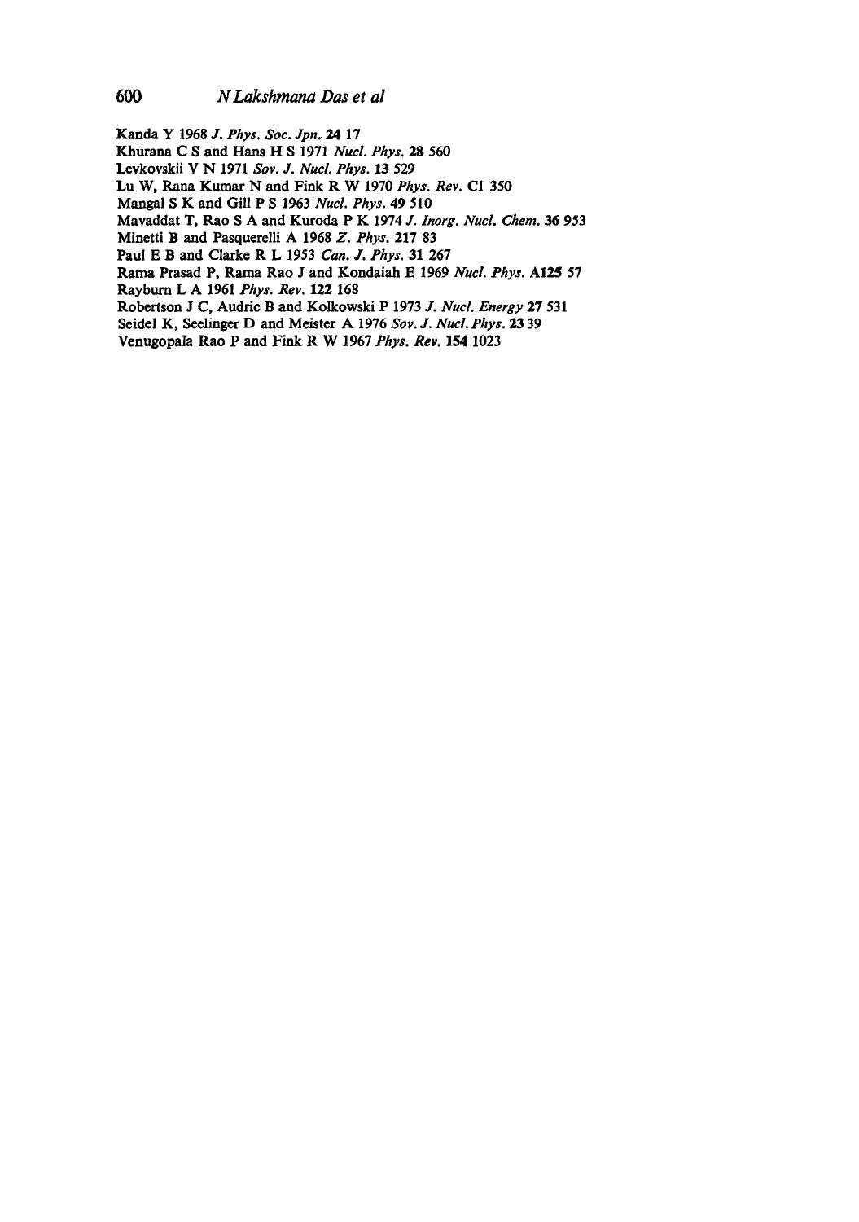Kanda Y 1968 *J. Phys. Soc. Jpn.* **24** 17

Khurana C S and Hans H S 1971 *Nucl. Phys.* **28** 560

Levkovskii V N 1971 *Sov. J. Nucl. Phys.* **13** 529

Lu W, Rana Kumar N and Fink R W 1970 *Phys. Rev.* **C1** 350

Mangal S K and Gill P S 1963 *Nucl. Phys.* **49** 510

Mavaddat T, Rao S A and Kuroda P K 1974 *J. Inorg. Nucl. Chem.* **36** 953

Minetti B and Pasquerelli A 1968 *Z. Phys.* **217** 83

Paul E B and Clarke R L 1953 *Can. J. Phys.* **31** 267

Rama Prasad P, Rama Rao J and Kondaiah E 1969 *Nucl. Phys.* **A125** 57

Rayburn L A 1961 *Phys. Rev.* **122** 168

Robertson J C, Audric B and Kolkowski P 1973 *J. Nucl. Energy* **27** 531

Seidel K, Seelinger D and Meister A 1976 *Sov. J. Nucl. Phys.* **23** 39

Venugopala Rao P and Fink R W 1967 *Phys. Rev.* **154** 1023